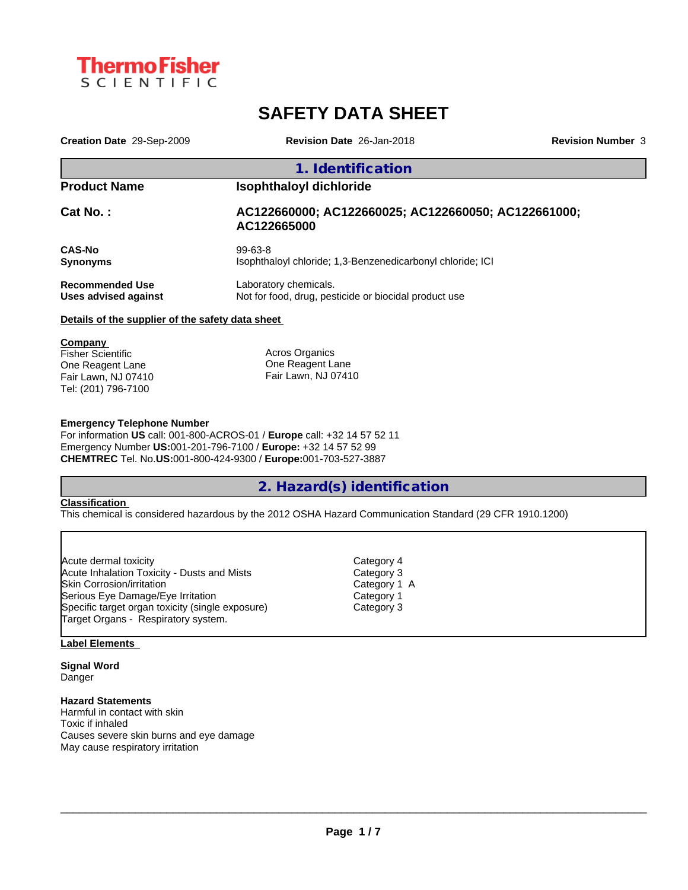ThermoFisher SCIENTIFIC

# SAFETY DATA SHEET

**Creation Date** 29-Sep-2009 **Revision Date** 26-Jan-2018 **Revision Number** 3

## 1. Identification

| | |
|---|---|
| **Product Name** | **Isophthaloyl dichloride** |
| **Cat No. :** | **AC122660000; AC122660025; AC122660050; AC122661000; AC122665000** |
| **CAS-No** | 99-63-8 |
| **Synonyms** | Isophthaloyl chloride; 1,3-Benzenedicarbonyl chloride; ICI |
| **Recommended Use** | Laboratory chemicals. |
| **Uses advised against** | Not for food, drug, pesticide or biocidal product use |

**Details of the supplier of the safety data sheet**

**Company**
Fisher Scientific
One Reagent Lane
Fair Lawn, NJ 07410
Tel: (201) 796-7100

Acros Organics
One Reagent Lane
Fair Lawn, NJ 07410

**Emergency Telephone Number**
For information **US** call: 001-800-ACROS-01 / **Europe** call: +32 14 57 52 11
Emergency Number **US:**001-201-796-7100 / **Europe:** +32 14 57 52 99
**CHEMTREC** Tel. No.**US:**001-800-424-9300 / **Europe:**001-703-527-3887

## 2. Hazard(s) identification

**Classification**
This chemical is considered hazardous by the 2012 OSHA Hazard Communication Standard (29 CFR 1910.1200)

| | |
|---|---|
| Acute dermal toxicity | Category 4 |
| Acute Inhalation Toxicity - Dusts and Mists | Category 3 |
| Skin Corrosion/irritation | Category 1 A |
| Serious Eye Damage/Eye Irritation | Category 1 |
| Specific target organ toxicity (single exposure) | Category 3 |
| Target Organs - Respiratory system. | |

**Label Elements**

**Signal Word**
Danger

**Hazard Statements**
Harmful in contact with skin
Toxic if inhaled
Causes severe skin burns and eye damage
May cause respiratory irritation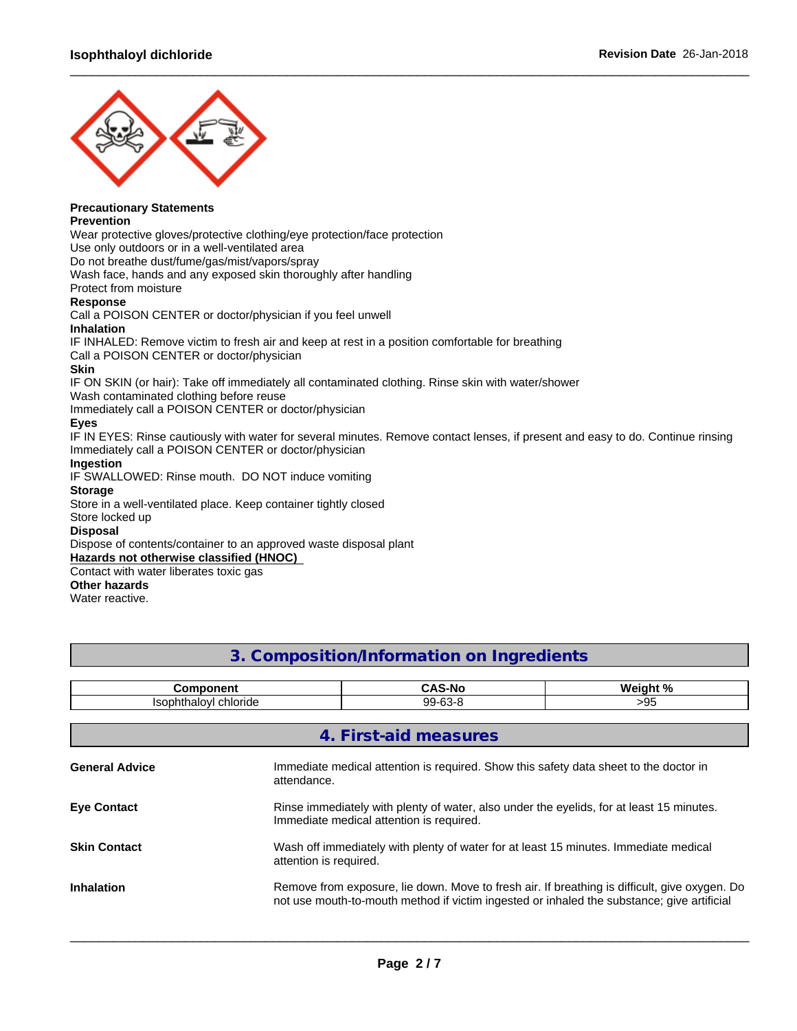**Precautionary Statements**
**Prevention**
Wear protective gloves/protective clothing/eye protection/face protection
Use only outdoors or in a well-ventilated area
Do not breathe dust/fume/gas/mist/vapors/spray
Wash face, hands and any exposed skin thoroughly after handling
Protect from moisture

**Response**
Call a POISON CENTER or doctor/physician if you feel unwell

**Inhalation**
IF INHALED: Remove victim to fresh air and keep at rest in a position comfortable for breathing
Call a POISON CENTER or doctor/physician

**Skin**
IF ON SKIN (or hair): Take off immediately all contaminated clothing. Rinse skin with water/shower
Wash contaminated clothing before reuse
Immediately call a POISON CENTER or doctor/physician

**Eyes**
IF IN EYES: Rinse cautiously with water for several minutes. Remove contact lenses, if present and easy to do. Continue rinsing
Immediately call a POISON CENTER or doctor/physician

**Ingestion**
IF SWALLOWED: Rinse mouth. DO NOT induce vomiting

**Storage**
Store in a well-ventilated place. Keep container tightly closed
Store locked up

**Disposal**
Dispose of contents/container to an approved waste disposal plant

**Hazards not otherwise classified (HNOC)**
Contact with water liberates toxic gas

**Other hazards**
Water reactive.

## 3. Composition/Information on Ingredients

| Component | CAS-No | Weight % |
|---|---|---|
| Isophthaloyl chloride | 99-63-8 | >95 |

## 4. First-aid measures

**General Advice**
Immediate medical attention is required. Show this safety data sheet to the doctor in attendance.

**Eye Contact**
Rinse immediately with plenty of water, also under the eyelids, for at least 15 minutes. Immediate medical attention is required.

**Skin Contact**
Wash off immediately with plenty of water for at least 15 minutes. Immediate medical attention is required.

**Inhalation**
Remove from exposure, lie down. Move to fresh air. If breathing is difficult, give oxygen. Do not use mouth-to-mouth method if victim ingested or inhaled the substance; give artificial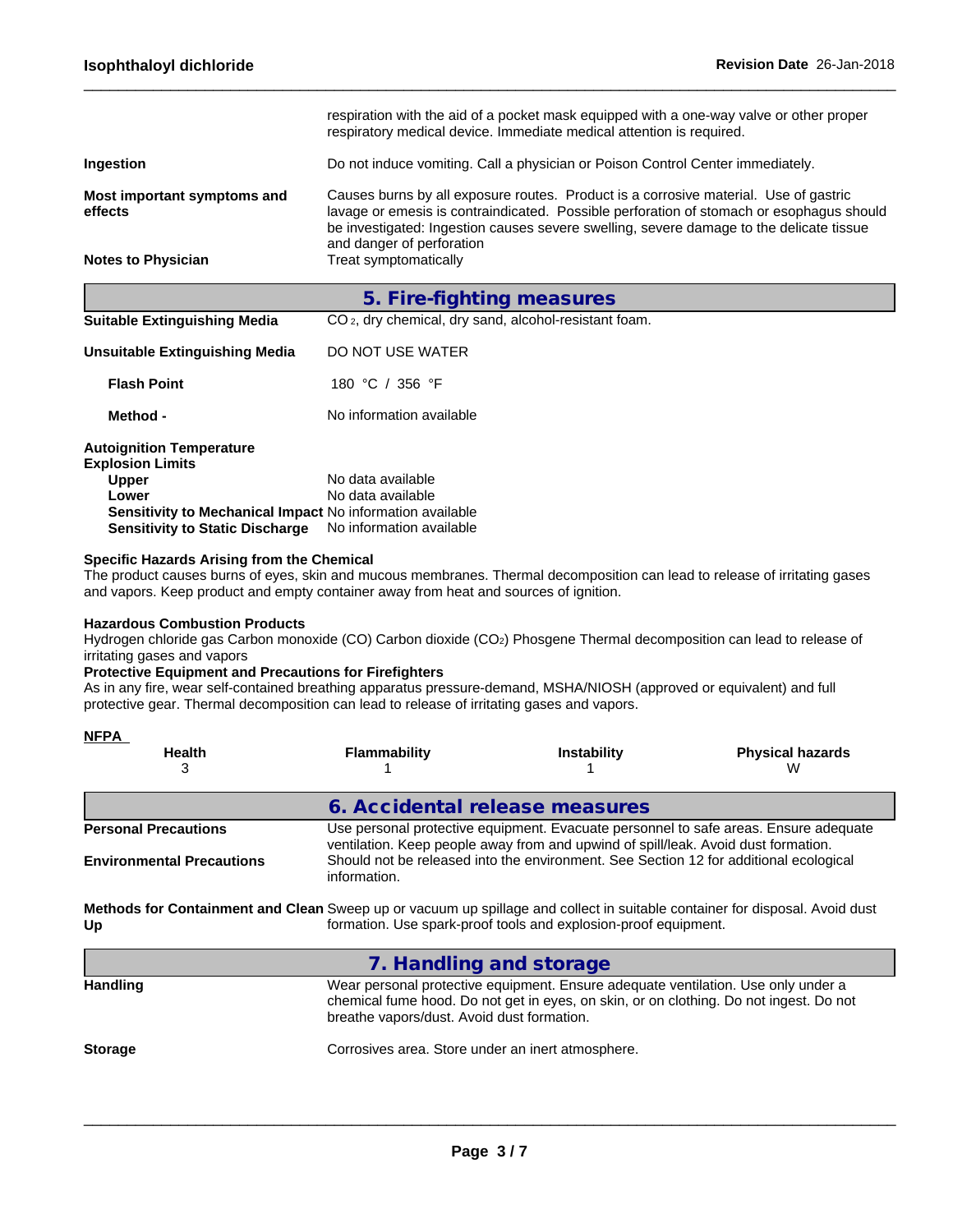| | |
|---|---|
| | respiration with the aid of a pocket mask equipped with a one-way valve or other proper respiratory medical device. Immediate medical attention is required. |
| **Ingestion** | Do not induce vomiting. Call a physician or Poison Control Center immediately. |
| **Most important symptoms and effects** | Causes burns by all exposure routes. Product is a corrosive material. Use of gastric lavage or emesis is contraindicated. Possible perforation of stomach or esophagus should be investigated: Ingestion causes severe swelling, severe damage to the delicate tissue and danger of perforation |
| **Notes to Physician** | Treat symptomatically |

## 5. Fire-fighting measures

**Suitable Extinguishing Media** $CO_2$, dry chemical, dry sand, alcohol-resistant foam.

**Unsuitable Extinguishing Media** DO NOT USE WATER

**Flash Point** 180 °C / 356 °F

**Method -** No information available

**Autoignition Temperature**

**Explosion Limits**

**Upper** No data available

**Lower** No data available

**Sensitivity to Mechanical Impact** No information available

**Sensitivity to Static Discharge** No information available

**Specific Hazards Arising from the Chemical**

The product causes burns of eyes, skin and mucous membranes. Thermal decomposition can lead to release of irritating gases and vapors. Keep product and empty container away from heat and sources of ignition.

**Hazardous Combustion Products**

Hydrogen chloride gas Carbon monoxide (CO) Carbon dioxide ($CO_2$) Phosgene Thermal decomposition can lead to release of irritating gases and vapors

**Protective Equipment and Precautions for Firefighters**

As in any fire, wear self-contained breathing apparatus pressure-demand, MSHA/NIOSH (approved or equivalent) and full protective gear. Thermal decomposition can lead to release of irritating gases and vapors.

**NFPA**

| Health | Flammability | Instability | Physical hazards |
|---|---|---|---|
| 3 | 1 | 1 | W |

## 6. Accidental release measures

**Personal Precautions** Use personal protective equipment. Evacuate personnel to safe areas. Ensure adequate ventilation. Keep people away from and upwind of spill/leak. Avoid dust formation.

**Environmental Precautions** Should not be released into the environment. See Section 12 for additional ecological information.

**Methods for Containment and Clean Up** Sweep up or vacuum up spillage and collect in suitable container for disposal. Avoid dust formation. Use spark-proof tools and explosion-proof equipment.

## 7. Handling and storage

**Handling** Wear personal protective equipment. Ensure adequate ventilation. Use only under a chemical fume hood. Do not get in eyes, on skin, or on clothing. Do not ingest. Do not breathe vapors/dust. Avoid dust formation.

**Storage** Corrosives area. Store under an inert atmosphere.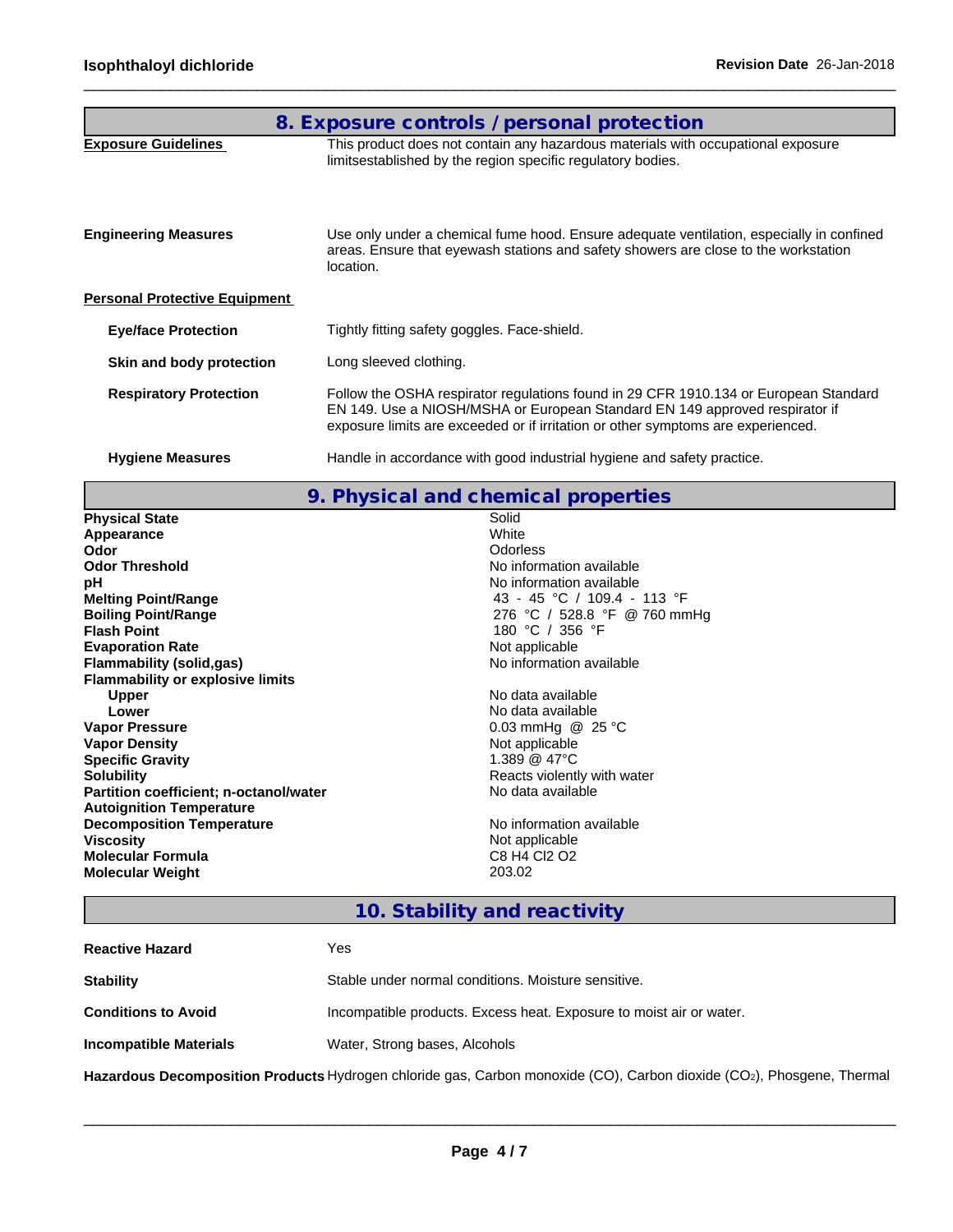## 8. Exposure controls / personal protection

**Exposure Guidelines** This product does not contain any hazardous materials with occupational exposure limitsestablished by the region specific regulatory bodies.

**Engineering Measures** Use only under a chemical fume hood. Ensure adequate ventilation, especially in confined areas. Ensure that eyewash stations and safety showers are close to the workstation location.

**Personal Protective Equipment**

**Eye/face Protection** Tightly fitting safety goggles. Face-shield.

**Skin and body protection** Long sleeved clothing.

**Respiratory Protection** Follow the OSHA respirator regulations found in 29 CFR 1910.134 or European Standard EN 149. Use a NIOSH/MSHA or European Standard EN 149 approved respirator if exposure limits are exceeded or if irritation or other symptoms are experienced.

**Hygiene Measures** Handle in accordance with good industrial hygiene and safety practice.

## 9. Physical and chemical properties

| | |
|---|---|
| **Physical State** | Solid |
| **Appearance** | White |
| **Odor** | Odorless |
| **Odor Threshold** | No information available |
| **pH** | No information available |
| **Melting Point/Range** | 43 - 45 °C / 109.4 - 113 °F |
| **Boiling Point/Range** | 276 °C / 528.8 °F @ 760 mmHg |
| **Flash Point** | 180 °C / 356 °F |
| **Evaporation Rate** | Not applicable |
| **Flammability (solid,gas)** | No information available |
| **Flammability or explosive limits** | |
| **Upper** | No data available |
| **Lower** | No data available |
| **Vapor Pressure** | 0.03 mmHg @ 25 °C |
| **Vapor Density** | Not applicable |
| **Specific Gravity** | 1.389 @ 47°C |
| **Solubility** | Reacts violently with water |
| **Partition coefficient; n-octanol/water** | No data available |
| **Autoignition Temperature** | |
| **Decomposition Temperature** | No information available |
| **Viscosity** | Not applicable |
| **Molecular Formula** | C8 H4 Cl2 O2 |
| **Molecular Weight** | 203.02 |

## 10. Stability and reactivity

**Reactive Hazard** Yes

**Stability** Stable under normal conditions. Moisture sensitive.

**Conditions to Avoid** Incompatible products. Excess heat. Exposure to moist air or water.

**Incompatible Materials** Water, Strong bases, Alcohols

**Hazardous Decomposition Products** Hydrogen chloride gas, Carbon monoxide (CO), Carbon dioxide ($CO_2$), Phosgene, Thermal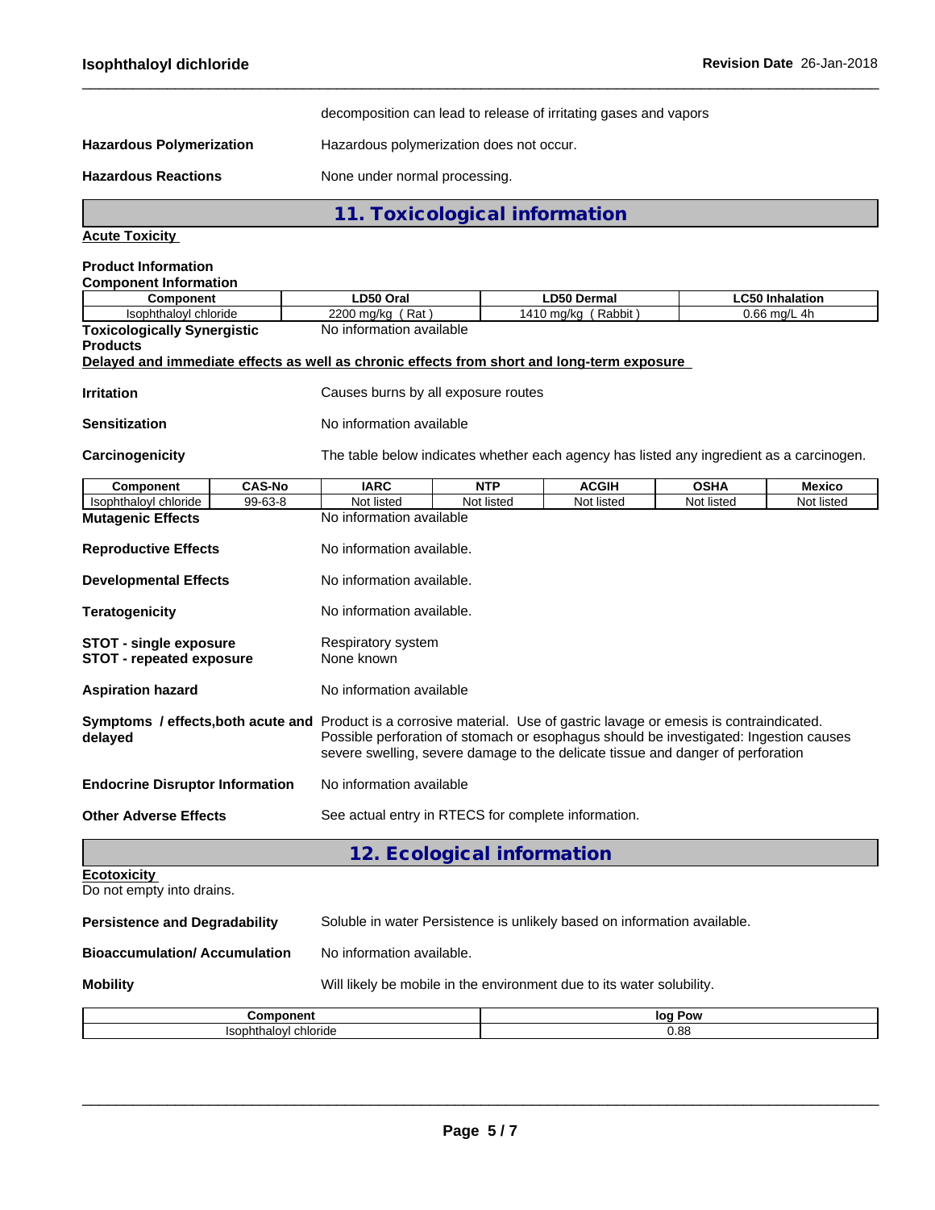decomposition can lead to release of irritating gases and vapors

**Hazardous Polymerization** Hazardous polymerization does not occur.

**Hazardous Reactions** None under normal processing.

## 11. Toxicological information

**Acute Toxicity**

**Product Information**

**Component Information**

| Component | LD50 Oral | LD50 Dermal | LC50 Inhalation |
|---|---|---|---|
| Isophthaloyl chloride | 2200 mg/kg ( Rat ) | 1410 mg/kg ( Rabbit ) | 0.66 mg/L 4h |

**Toxicologically Synergistic Products** No information available

**Delayed and immediate effects as well as chronic effects from short and long-term exposure**

**Irritation** Causes burns by all exposure routes

**Sensitization** No information available

**Carcinogenicity** The table below indicates whether each agency has listed any ingredient as a carcinogen.

| Component | CAS-No | IARC | NTP | ACGIH | OSHA | Mexico |
|---|---|---|---|---|---|---|
| Isophthaloyl chloride | 99-63-8 | Not listed | Not listed | Not listed | Not listed | Not listed |

**Mutagenic Effects** No information available

**Reproductive Effects** No information available.

**Developmental Effects** No information available.

**Teratogenicity** No information available.

**STOT - single exposure** Respiratory system
**STOT - repeated exposure** None known

**Aspiration hazard** No information available

**Symptoms / effects,both acute and delayed** Product is a corrosive material. Use of gastric lavage or emesis is contraindicated. Possible perforation of stomach or esophagus should be investigated: Ingestion causes severe swelling, severe damage to the delicate tissue and danger of perforation

**Endocrine Disruptor Information** No information available

**Other Adverse Effects** See actual entry in RTECS for complete information.

## 12. Ecological information

**Ecotoxicity**

Do not empty into drains.

**Persistence and Degradability** Soluble in water Persistence is unlikely based on information available.

**Bioaccumulation/ Accumulation** No information available.

**Mobility** Will likely be mobile in the environment due to its water solubility.

| Component | log Pow |
|---|---|
| Isophthaloyl chloride | 0.88 |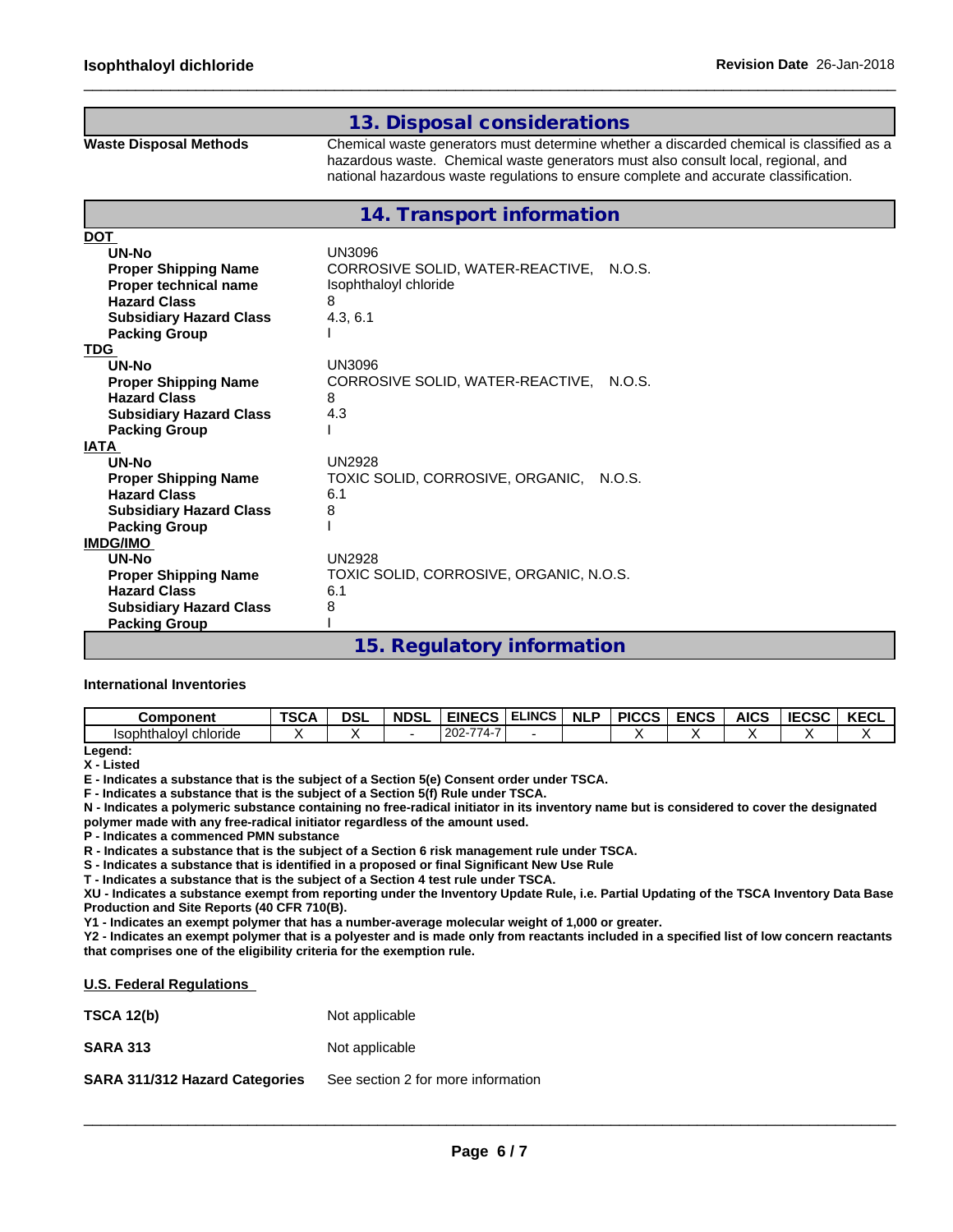## 13. Disposal considerations

**Waste Disposal Methods** Chemical waste generators must determine whether a discarded chemical is classified as a hazardous waste. Chemical waste generators must also consult local, regional, and national hazardous waste regulations to ensure complete and accurate classification.

## 14. Transport information

**DOT**

| | |
|---|---|
| **UN-No** | UN3096 |
| **Proper Shipping Name** | CORROSIVE SOLID, WATER-REACTIVE, N.O.S. |
| **Proper technical name** | Isophthaloyl chloride |
| **Hazard Class** | 8 |
| **Subsidiary Hazard Class** | 4.3, 6.1 |
| **Packing Group** | I |

**TDG**

| | |
|---|---|
| **UN-No** | UN3096 |
| **Proper Shipping Name** | CORROSIVE SOLID, WATER-REACTIVE, N.O.S. |
| **Hazard Class** | 8 |
| **Subsidiary Hazard Class** | 4.3 |
| **Packing Group** | I |

**IATA**

| | |
|---|---|
| **UN-No** | UN2928 |
| **Proper Shipping Name** | TOXIC SOLID, CORROSIVE, ORGANIC, N.O.S. |
| **Hazard Class** | 6.1 |
| **Subsidiary Hazard Class** | 8 |
| **Packing Group** | I |

**IMDG/IMO**

| | |
|---|---|
| **UN-No** | UN2928 |
| **Proper Shipping Name** | TOXIC SOLID, CORROSIVE, ORGANIC, N.O.S. |
| **Hazard Class** | 6.1 |
| **Subsidiary Hazard Class** | 8 |
| **Packing Group** | I |

## 15. Regulatory information

**International Inventories**

| Component | TSCA | DSL | NDSL | EINECS | ELINCS | NLP | PICCS | ENCS | AICS | IECSC | KECL |
|---|---|---|---|---|---|---|---|---|---|---|---|
| Isophthaloyl chloride | X | X | - | 202-774-7 | - | | X | X | X | X | X |

**Legend:**

**X - Listed**

**E - Indicates a substance that is the subject of a Section 5(e) Consent order under TSCA.**

**F - Indicates a substance that is the subject of a Section 5(f) Rule under TSCA.**

**N - Indicates a polymeric substance containing no free-radical initiator in its inventory name but is considered to cover the designated polymer made with any free-radical initiator regardless of the amount used.**

**P - Indicates a commenced PMN substance**

**R - Indicates a substance that is the subject of a Section 6 risk management rule under TSCA.**

**S - Indicates a substance that is identified in a proposed or final Significant New Use Rule**

**T - Indicates a substance that is the subject of a Section 4 test rule under TSCA.**

**XU - Indicates a substance exempt from reporting under the Inventory Update Rule, i.e. Partial Updating of the TSCA Inventory Data Base Production and Site Reports (40 CFR 710(B).**

**Y1 - Indicates an exempt polymer that has a number-average molecular weight of 1,000 or greater.**

**Y2 - Indicates an exempt polymer that is a polyester and is made only from reactants included in a specified list of low concern reactants that comprises one of the eligibility criteria for the exemption rule.**

**U.S. Federal Regulations**

| | |
|---|---|
| **TSCA 12(b)** | Not applicable |
| **SARA 313** | Not applicable |
| **SARA 311/312 Hazard Categories** | See section 2 for more information |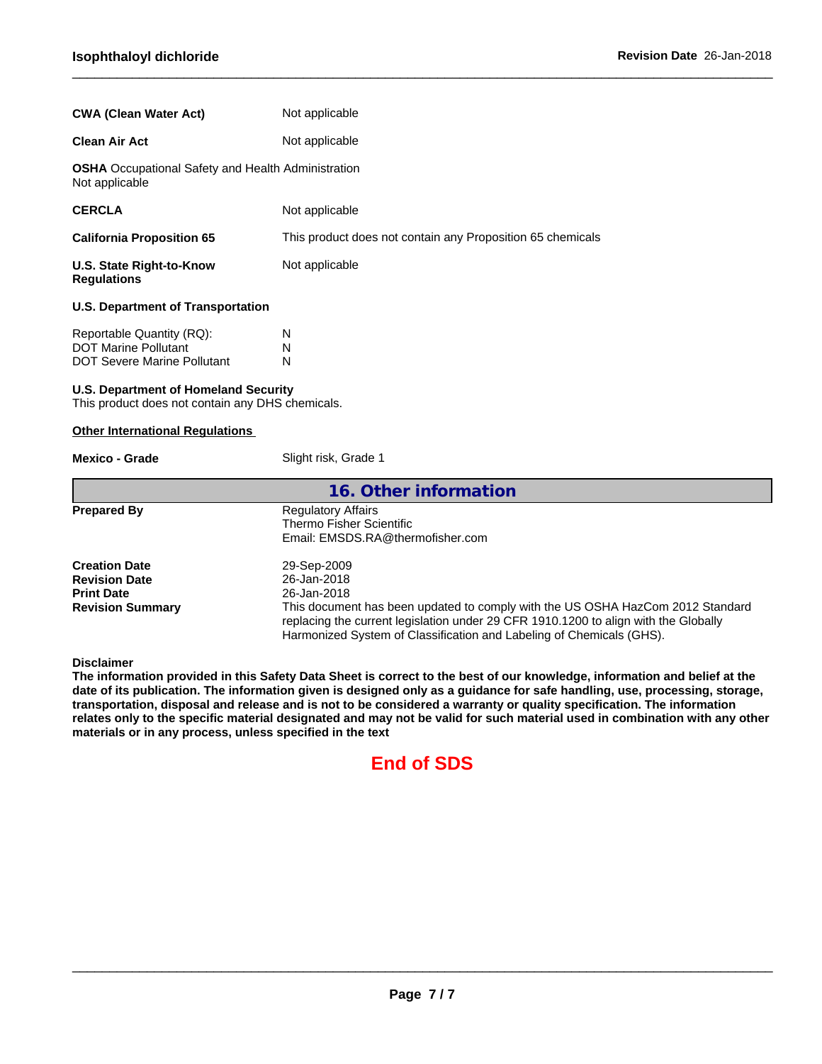| | |
|---|---|
| **CWA (Clean Water Act)** | Not applicable |
| **Clean Air Act** | Not applicable |

**OSHA** Occupational Safety and Health Administration
Not applicable

| | |
|---|---|
| **CERCLA** | Not applicable |
| **California Proposition 65** | This product does not contain any Proposition 65 chemicals |
| **U.S. State Right-to-Know Regulations** | Not applicable |

**U.S. Department of Transportation**

| | |
|---|---|
| Reportable Quantity (RQ): | N |
| DOT Marine Pollutant | N |
| DOT Severe Marine Pollutant | N |

**U.S. Department of Homeland Security**
This product does not contain any DHS chemicals.

**Other International Regulations**

| | |
|---|---|
| **Mexico - Grade** | Slight risk, Grade 1 |

## 16. Other information

| | |
|---|---|
| **Prepared By** | Regulatory Affairs<br>Thermo Fisher Scientific<br>Email: EMSDS.RA@thermofisher.com |
| **Creation Date** | 29-Sep-2009 |
| **Revision Date** | 26-Jan-2018 |
| **Print Date** | 26-Jan-2018 |
| **Revision Summary** | This document has been updated to comply with the US OSHA HazCom 2012 Standard replacing the current legislation under 29 CFR 1910.1200 to align with the Globally Harmonized System of Classification and Labeling of Chemicals (GHS). |

**Disclaimer**

**The information provided in this Safety Data Sheet is correct to the best of our knowledge, information and belief at the date of its publication. The information given is designed only as a guidance for safe handling, use, processing, storage, transportation, disposal and release and is not to be considered a warranty or quality specification. The information relates only to the specific material designated and may not be valid for such material used in combination with any other materials or in any process, unless specified in the text**

**End of SDS**